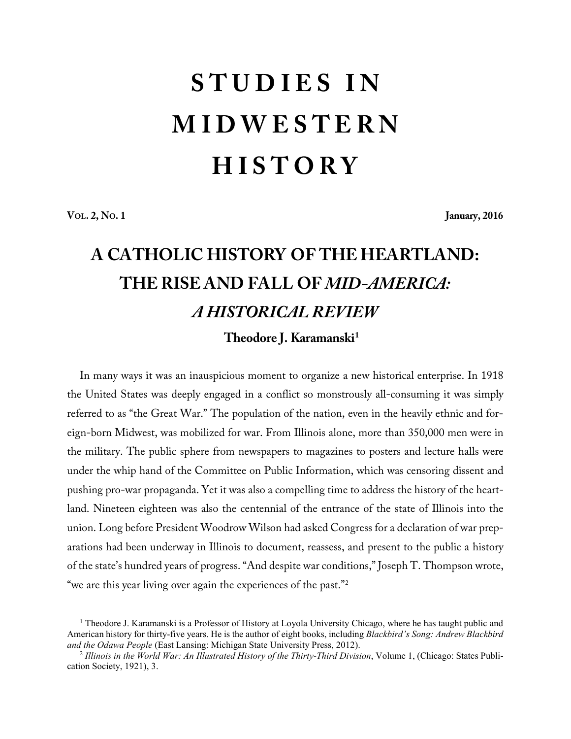# STUDIES IN MIDWESTERN HISTORY

**VOL. 2, NO. 1** **January, 2016**

## A CATHOLIC HISTORY OF THE HEARTLAND: THE RISE AND FALL OF *MID-AMERICA: A HISTORICAL REVIEW*

**Theodore J. Karamanski[1]**

In many ways it was an inauspicious moment to organize a new historical enterprise. In 1918 the United States was deeply engaged in a conflict so monstrously all-consuming it was simply referred to as "the Great War." The population of the nation, even in the heavily ethnic and foreign-born Midwest, was mobilized for war. From Illinois alone, more than 350,000 men were in the military. The public sphere from newspapers to magazines to posters and lecture halls were under the whip hand of the Committee on Public Information, which was censoring dissent and pushing pro-war propaganda. Yet it was also a compelling time to address the history of the heartland. Nineteen eighteen was also the centennial of the entrance of the state of Illinois into the union. Long before President Woodrow Wilson had asked Congress for a declaration of war preparations had been underway in Illinois to document, reassess, and present to the public a history of the state's hundred years of progress. "And despite war conditions," Joseph T. Thompson wrote, "we are this year living over again the experiences of the past."[2]

---

[1] Theodore J. Karamanski is a Professor of History at Loyola University Chicago, where he has taught public and American history for thirty-five years. He is the author of eight books, including *Blackbird's Song: Andrew Blackbird and the Odawa People* (East Lansing: Michigan State University Press, 2012).

[2] *Illinois in the World War: An Illustrated History of the Thirty-Third Division*, Volume 1, (Chicago: States Publication Society, 1921), 3.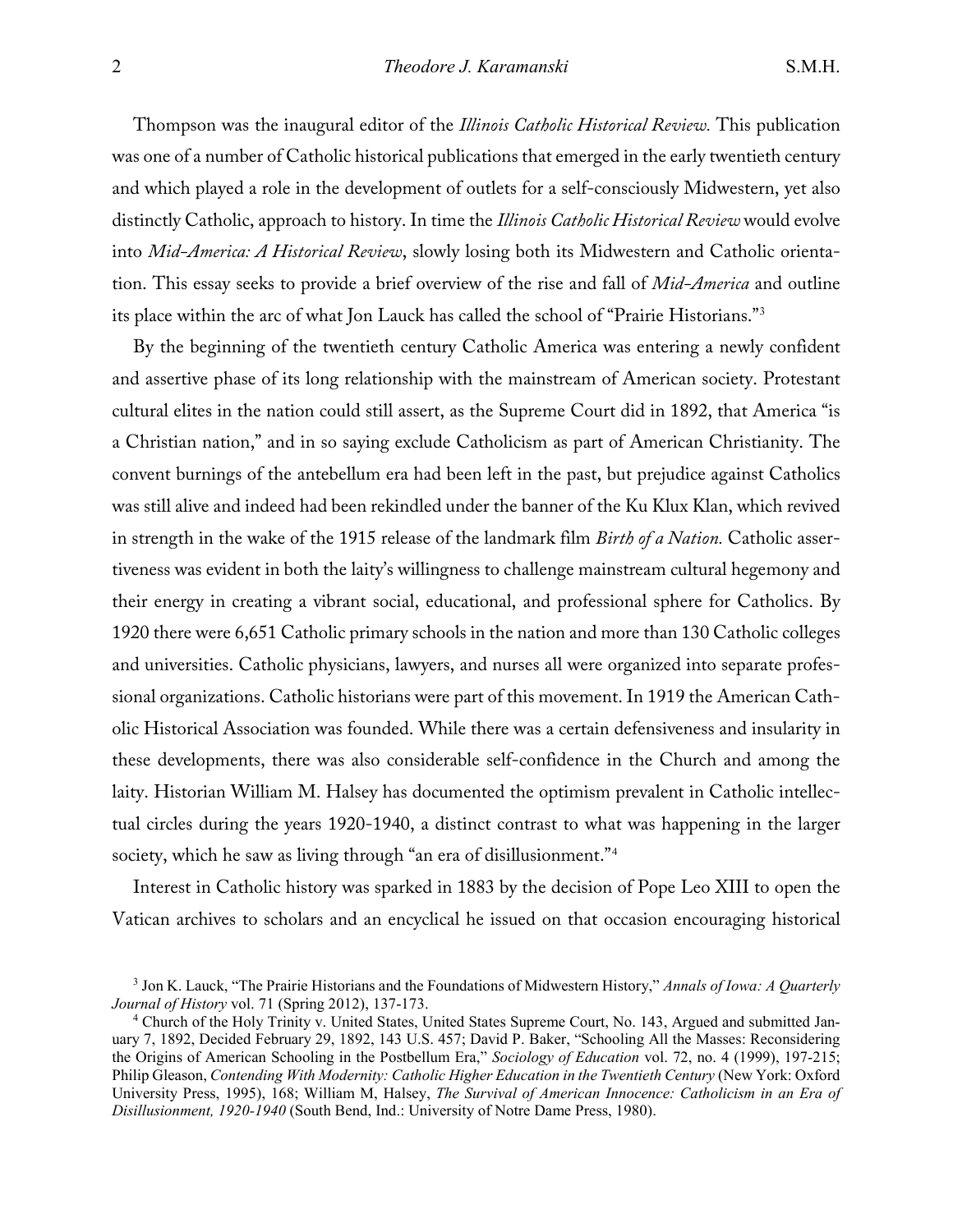Thompson was the inaugural editor of the *Illinois Catholic Historical Review.* This publication was one of a number of Catholic historical publications that emerged in the early twentieth century and which played a role in the development of outlets for a self-consciously Midwestern, yet also distinctly Catholic, approach to history. In time the *Illinois Catholic Historical Review* would evolve into *Mid-America: A Historical Review*, slowly losing both its Midwestern and Catholic orientation. This essay seeks to provide a brief overview of the rise and fall of *Mid-America* and outline its place within the arc of what Jon Lauck has called the school of "Prairie Historians."[3]

By the beginning of the twentieth century Catholic America was entering a newly confident and assertive phase of its long relationship with the mainstream of American society. Protestant cultural elites in the nation could still assert, as the Supreme Court did in 1892, that America "is a Christian nation," and in so saying exclude Catholicism as part of American Christianity. The convent burnings of the antebellum era had been left in the past, but prejudice against Catholics was still alive and indeed had been rekindled under the banner of the Ku Klux Klan, which revived in strength in the wake of the 1915 release of the landmark film *Birth of a Nation.* Catholic assertiveness was evident in both the laity's willingness to challenge mainstream cultural hegemony and their energy in creating a vibrant social, educational, and professional sphere for Catholics. By 1920 there were 6,651 Catholic primary schools in the nation and more than 130 Catholic colleges and universities. Catholic physicians, lawyers, and nurses all were organized into separate professional organizations. Catholic historians were part of this movement. In 1919 the American Catholic Historical Association was founded. While there was a certain defensiveness and insularity in these developments, there was also considerable self-confidence in the Church and among the laity. Historian William M. Halsey has documented the optimism prevalent in Catholic intellectual circles during the years 1920-1940, a distinct contrast to what was happening in the larger society, which he saw as living through "an era of disillusionment."[4]

Interest in Catholic history was sparked in 1883 by the decision of Pope Leo XIII to open the Vatican archives to scholars and an encyclical he issued on that occasion encouraging historical

[3] Jon K. Lauck, "The Prairie Historians and the Foundations of Midwestern History," *Annals of Iowa: A Quarterly Journal of History* vol. 71 (Spring 2012), 137-173.

[4] Church of the Holy Trinity v. United States, United States Supreme Court, No. 143, Argued and submitted January 7, 1892, Decided February 29, 1892, 143 U.S. 457; David P. Baker, "Schooling All the Masses: Reconsidering the Origins of American Schooling in the Postbellum Era," *Sociology of Education* vol. 72, no. 4 (1999), 197-215; Philip Gleason, *Contending With Modernity: Catholic Higher Education in the Twentieth Century* (New York: Oxford University Press, 1995), 168; William M, Halsey, *The Survival of American Innocence: Catholicism in an Era of Disillusionment, 1920-1940* (South Bend, Ind.: University of Notre Dame Press, 1980).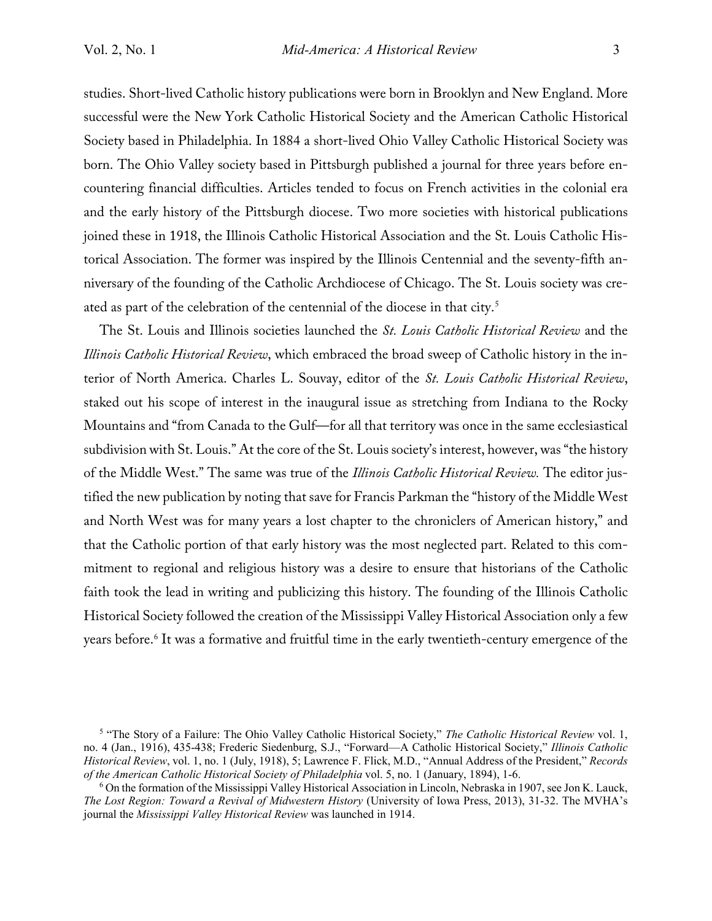studies. Short-lived Catholic history publications were born in Brooklyn and New England. More successful were the New York Catholic Historical Society and the American Catholic Historical Society based in Philadelphia. In 1884 a short-lived Ohio Valley Catholic Historical Society was born. The Ohio Valley society based in Pittsburgh published a journal for three years before encountering financial difficulties. Articles tended to focus on French activities in the colonial era and the early history of the Pittsburgh diocese. Two more societies with historical publications joined these in 1918, the Illinois Catholic Historical Association and the St. Louis Catholic Historical Association. The former was inspired by the Illinois Centennial and the seventy-fifth anniversary of the founding of the Catholic Archdiocese of Chicago. The St. Louis society was created as part of the celebration of the centennial of the diocese in that city.[5]

The St. Louis and Illinois societies launched the *St. Louis Catholic Historical Review* and the *Illinois Catholic Historical Review*, which embraced the broad sweep of Catholic history in the interior of North America. Charles L. Souvay, editor of the *St. Louis Catholic Historical Review*, staked out his scope of interest in the inaugural issue as stretching from Indiana to the Rocky Mountains and "from Canada to the Gulf—for all that territory was once in the same ecclesiastical subdivision with St. Louis." At the core of the St. Louis society's interest, however, was "the history of the Middle West." The same was true of the *Illinois Catholic Historical Review.* The editor justified the new publication by noting that save for Francis Parkman the "history of the Middle West and North West was for many years a lost chapter to the chroniclers of American history," and that the Catholic portion of that early history was the most neglected part. Related to this commitment to regional and religious history was a desire to ensure that historians of the Catholic faith took the lead in writing and publicizing this history. The founding of the Illinois Catholic Historical Society followed the creation of the Mississippi Valley Historical Association only a few years before.[6] It was a formative and fruitful time in the early twentieth-century emergence of the

[5] "The Story of a Failure: The Ohio Valley Catholic Historical Society," *The Catholic Historical Review* vol. 1, no. 4 (Jan., 1916), 435-438; Frederic Siedenburg, S.J., "Forward—A Catholic Historical Society," *Illinois Catholic Historical Review*, vol. 1, no. 1 (July, 1918), 5; Lawrence F. Flick, M.D., "Annual Address of the President," *Records of the American Catholic Historical Society of Philadelphia* vol. 5, no. 1 (January, 1894), 1-6.

[6] On the formation of the Mississippi Valley Historical Association in Lincoln, Nebraska in 1907, see Jon K. Lauck, *The Lost Region: Toward a Revival of Midwestern History* (University of Iowa Press, 2013), 31-32. The MVHA's journal the *Mississippi Valley Historical Review* was launched in 1914.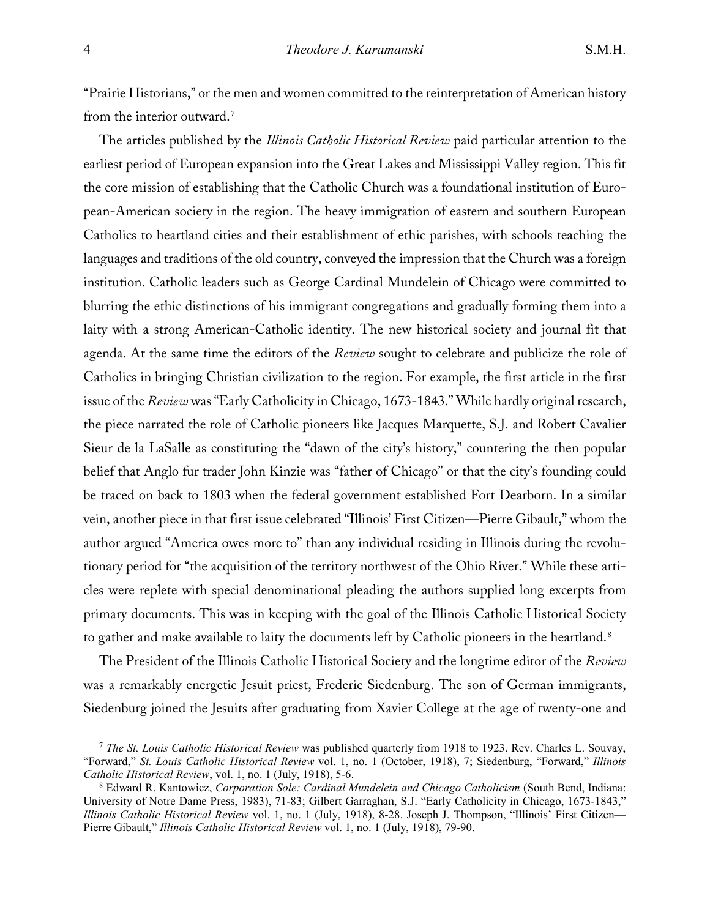"Prairie Historians," or the men and women committed to the reinterpretation of American history from the interior outward.[7]

The articles published by the *Illinois Catholic Historical Review* paid particular attention to the earliest period of European expansion into the Great Lakes and Mississippi Valley region. This fit the core mission of establishing that the Catholic Church was a foundational institution of European-American society in the region. The heavy immigration of eastern and southern European Catholics to heartland cities and their establishment of ethic parishes, with schools teaching the languages and traditions of the old country, conveyed the impression that the Church was a foreign institution. Catholic leaders such as George Cardinal Mundelein of Chicago were committed to blurring the ethic distinctions of his immigrant congregations and gradually forming them into a laity with a strong American-Catholic identity. The new historical society and journal fit that agenda. At the same time the editors of the *Review* sought to celebrate and publicize the role of Catholics in bringing Christian civilization to the region. For example, the first article in the first issue of the *Review* was "Early Catholicity in Chicago, 1673-1843." While hardly original research, the piece narrated the role of Catholic pioneers like Jacques Marquette, S.J. and Robert Cavalier Sieur de la LaSalle as constituting the "dawn of the city's history," countering the then popular belief that Anglo fur trader John Kinzie was "father of Chicago" or that the city's founding could be traced on back to 1803 when the federal government established Fort Dearborn. In a similar vein, another piece in that first issue celebrated "Illinois' First Citizen—Pierre Gibault," whom the author argued "America owes more to" than any individual residing in Illinois during the revolutionary period for "the acquisition of the territory northwest of the Ohio River." While these articles were replete with special denominational pleading the authors supplied long excerpts from primary documents. This was in keeping with the goal of the Illinois Catholic Historical Society to gather and make available to laity the documents left by Catholic pioneers in the heartland.[8]

The President of the Illinois Catholic Historical Society and the longtime editor of the *Review* was a remarkably energetic Jesuit priest, Frederic Siedenburg. The son of German immigrants, Siedenburg joined the Jesuits after graduating from Xavier College at the age of twenty-one and

---

[7] *The St. Louis Catholic Historical Review* was published quarterly from 1918 to 1923. Rev. Charles L. Souvay, "Forward," *St. Louis Catholic Historical Review* vol. 1, no. 1 (October, 1918), 7; Siedenburg, "Forward," *Illinois Catholic Historical Review*, vol. 1, no. 1 (July, 1918), 5-6.

[8] Edward R. Kantowicz, *Corporation Sole: Cardinal Mundelein and Chicago Catholicism* (South Bend, Indiana: University of Notre Dame Press, 1983), 71-83; Gilbert Garraghan, S.J. "Early Catholicity in Chicago, 1673-1843," *Illinois Catholic Historical Review* vol. 1, no. 1 (July, 1918), 8-28. Joseph J. Thompson, "Illinois' First Citizen—Pierre Gibault," *Illinois Catholic Historical Review* vol. 1, no. 1 (July, 1918), 79-90.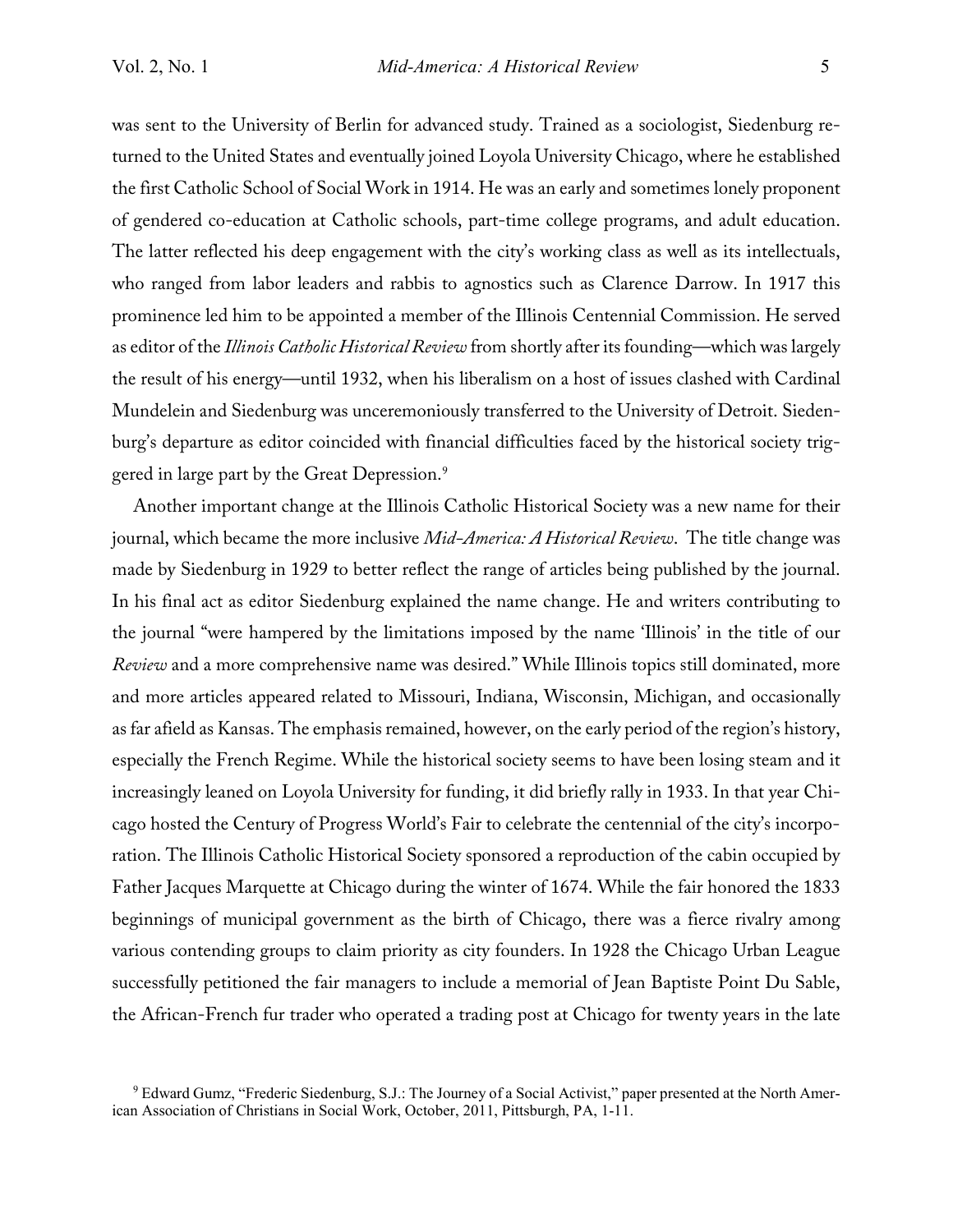was sent to the University of Berlin for advanced study. Trained as a sociologist, Siedenburg returned to the United States and eventually joined Loyola University Chicago, where he established the first Catholic School of Social Work in 1914. He was an early and sometimes lonely proponent of gendered co-education at Catholic schools, part-time college programs, and adult education. The latter reflected his deep engagement with the city's working class as well as its intellectuals, who ranged from labor leaders and rabbis to agnostics such as Clarence Darrow. In 1917 this prominence led him to be appointed a member of the Illinois Centennial Commission. He served as editor of the *Illinois Catholic Historical Review* from shortly after its founding—which was largely the result of his energy—until 1932, when his liberalism on a host of issues clashed with Cardinal Mundelein and Siedenburg was unceremoniously transferred to the University of Detroit. Siedenburg's departure as editor coincided with financial difficulties faced by the historical society triggered in large part by the Great Depression.[9]

Another important change at the Illinois Catholic Historical Society was a new name for their journal, which became the more inclusive *Mid-America: A Historical Review*. The title change was made by Siedenburg in 1929 to better reflect the range of articles being published by the journal. In his final act as editor Siedenburg explained the name change. He and writers contributing to the journal "were hampered by the limitations imposed by the name 'Illinois' in the title of our *Review* and a more comprehensive name was desired." While Illinois topics still dominated, more and more articles appeared related to Missouri, Indiana, Wisconsin, Michigan, and occasionally as far afield as Kansas. The emphasis remained, however, on the early period of the region's history, especially the French Regime. While the historical society seems to have been losing steam and it increasingly leaned on Loyola University for funding, it did briefly rally in 1933. In that year Chicago hosted the Century of Progress World's Fair to celebrate the centennial of the city's incorporation. The Illinois Catholic Historical Society sponsored a reproduction of the cabin occupied by Father Jacques Marquette at Chicago during the winter of 1674. While the fair honored the 1833 beginnings of municipal government as the birth of Chicago, there was a fierce rivalry among various contending groups to claim priority as city founders. In 1928 the Chicago Urban League successfully petitioned the fair managers to include a memorial of Jean Baptiste Point Du Sable, the African-French fur trader who operated a trading post at Chicago for twenty years in the late

[9] Edward Gumz, "Frederic Siedenburg, S.J.: The Journey of a Social Activist," paper presented at the North American Association of Christians in Social Work, October, 2011, Pittsburgh, PA, 1-11.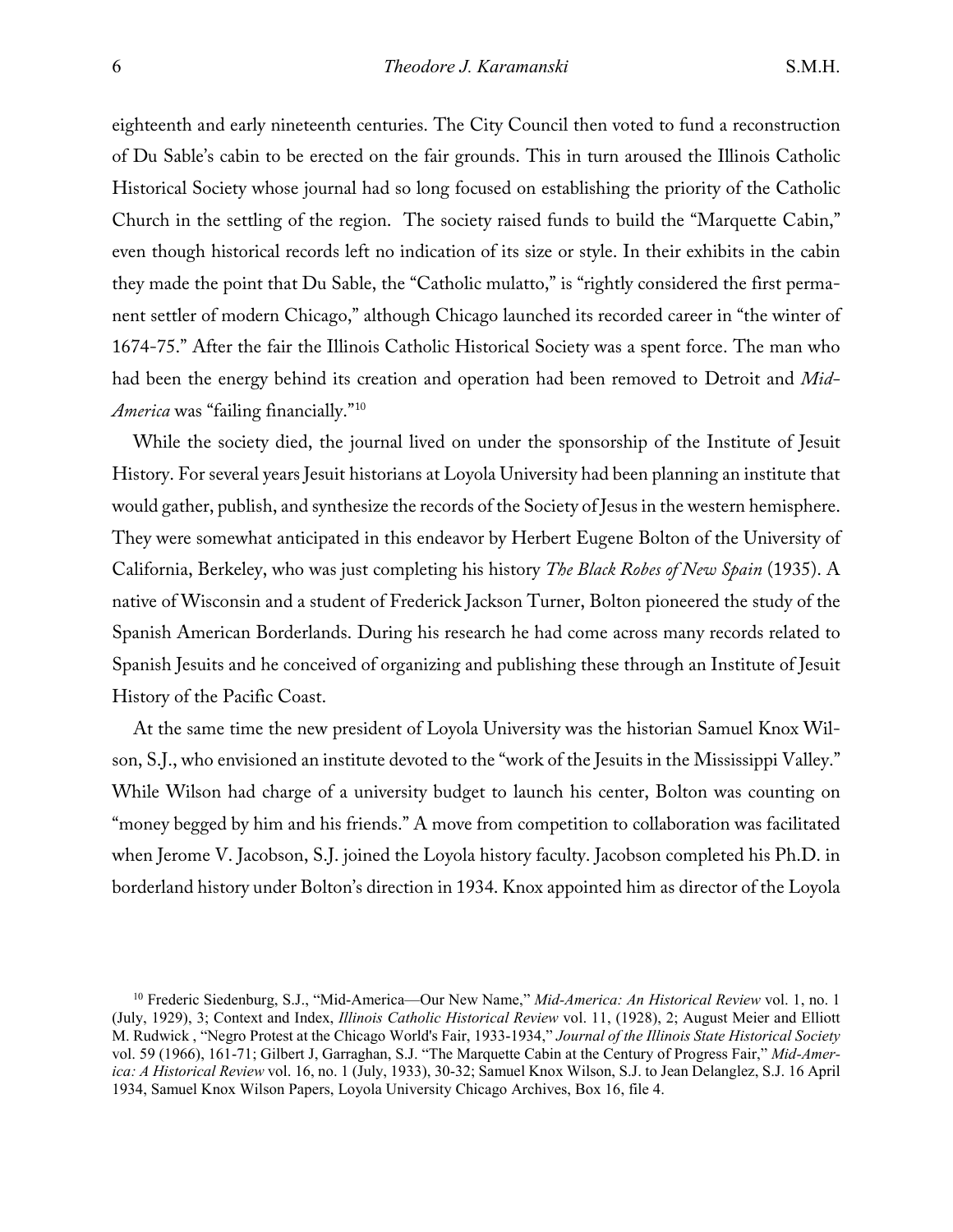eighteenth and early nineteenth centuries. The City Council then voted to fund a reconstruction of Du Sable's cabin to be erected on the fair grounds. This in turn aroused the Illinois Catholic Historical Society whose journal had so long focused on establishing the priority of the Catholic Church in the settling of the region. The society raised funds to build the "Marquette Cabin," even though historical records left no indication of its size or style. In their exhibits in the cabin they made the point that Du Sable, the "Catholic mulatto," is "rightly considered the first permanent settler of modern Chicago," although Chicago launched its recorded career in "the winter of 1674-75." After the fair the Illinois Catholic Historical Society was a spent force. The man who had been the energy behind its creation and operation had been removed to Detroit and *Mid-America* was "failing financially."[10]

While the society died, the journal lived on under the sponsorship of the Institute of Jesuit History. For several years Jesuit historians at Loyola University had been planning an institute that would gather, publish, and synthesize the records of the Society of Jesus in the western hemisphere. They were somewhat anticipated in this endeavor by Herbert Eugene Bolton of the University of California, Berkeley, who was just completing his history *The Black Robes of New Spain* (1935). A native of Wisconsin and a student of Frederick Jackson Turner, Bolton pioneered the study of the Spanish American Borderlands. During his research he had come across many records related to Spanish Jesuits and he conceived of organizing and publishing these through an Institute of Jesuit History of the Pacific Coast.

At the same time the new president of Loyola University was the historian Samuel Knox Wilson, S.J., who envisioned an institute devoted to the "work of the Jesuits in the Mississippi Valley." While Wilson had charge of a university budget to launch his center, Bolton was counting on "money begged by him and his friends." A move from competition to collaboration was facilitated when Jerome V. Jacobson, S.J. joined the Loyola history faculty. Jacobson completed his Ph.D. in borderland history under Bolton's direction in 1934. Knox appointed him as director of the Loyola

[10] Frederic Siedenburg, S.J., "Mid-America—Our New Name," *Mid-America: An Historical Review* vol. 1, no. 1 (July, 1929), 3; Context and Index, *Illinois Catholic Historical Review* vol. 11, (1928), 2; August Meier and Elliott M. Rudwick , "Negro Protest at the Chicago World's Fair, 1933-1934," *Journal of the Illinois State Historical Society* vol. 59 (1966), 161-71; Gilbert J, Garraghan, S.J. "The Marquette Cabin at the Century of Progress Fair," *Mid-America: A Historical Review* vol. 16, no. 1 (July, 1933), 30-32; Samuel Knox Wilson, S.J. to Jean Delanglez, S.J. 16 April 1934, Samuel Knox Wilson Papers, Loyola University Chicago Archives, Box 16, file 4.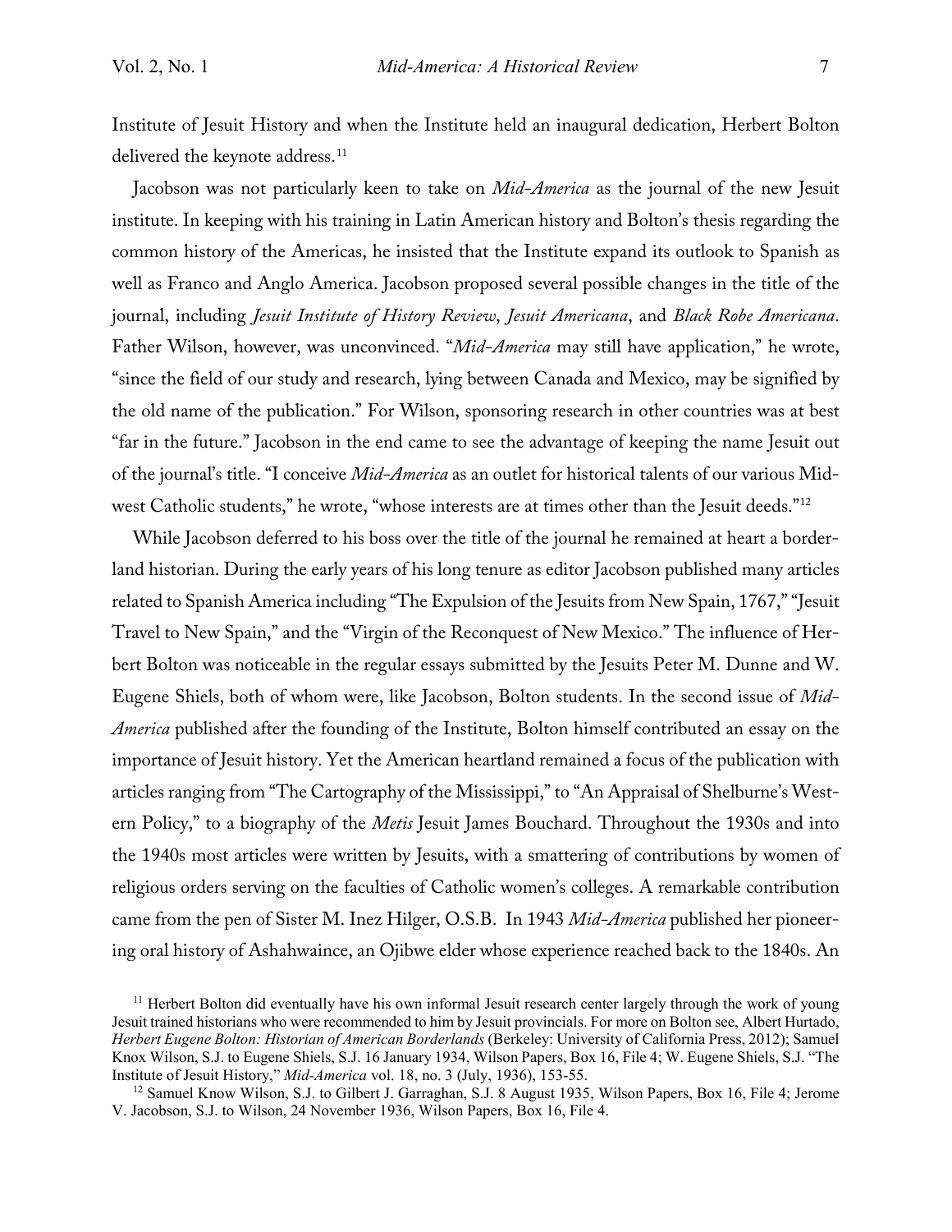Institute of Jesuit History and when the Institute held an inaugural dedication, Herbert Bolton delivered the keynote address.[11]

Jacobson was not particularly keen to take on *Mid-America* as the journal of the new Jesuit institute. In keeping with his training in Latin American history and Bolton's thesis regarding the common history of the Americas, he insisted that the Institute expand its outlook to Spanish as well as Franco and Anglo America. Jacobson proposed several possible changes in the title of the journal, including *Jesuit Institute of History Review*, *Jesuit Americana*, and *Black Robe Americana*. Father Wilson, however, was unconvinced. "*Mid-America* may still have application," he wrote, "since the field of our study and research, lying between Canada and Mexico, may be signified by the old name of the publication." For Wilson, sponsoring research in other countries was at best "far in the future." Jacobson in the end came to see the advantage of keeping the name Jesuit out of the journal's title. "I conceive *Mid-America* as an outlet for historical talents of our various Midwest Catholic students," he wrote, "whose interests are at times other than the Jesuit deeds."[12]

While Jacobson deferred to his boss over the title of the journal he remained at heart a borderland historian. During the early years of his long tenure as editor Jacobson published many articles related to Spanish America including "The Expulsion of the Jesuits from New Spain, 1767," "Jesuit Travel to New Spain," and the "Virgin of the Reconquest of New Mexico." The influence of Herbert Bolton was noticeable in the regular essays submitted by the Jesuits Peter M. Dunne and W. Eugene Shiels, both of whom were, like Jacobson, Bolton students. In the second issue of *Mid-America* published after the founding of the Institute, Bolton himself contributed an essay on the importance of Jesuit history. Yet the American heartland remained a focus of the publication with articles ranging from "The Cartography of the Mississippi," to "An Appraisal of Shelburne's Western Policy," to a biography of the *Metis* Jesuit James Bouchard. Throughout the 1930s and into the 1940s most articles were written by Jesuits, with a smattering of contributions by women of religious orders serving on the faculties of Catholic women's colleges. A remarkable contribution came from the pen of Sister M. Inez Hilger, O.S.B. In 1943 *Mid-America* published her pioneering oral history of Ashahwaince, an Ojibwe elder whose experience reached back to the 1840s. An

---

[11] Herbert Bolton did eventually have his own informal Jesuit research center largely through the work of young Jesuit trained historians who were recommended to him by Jesuit provincials. For more on Bolton see, Albert Hurtado, *Herbert Eugene Bolton: Historian of American Borderlands* (Berkeley: University of California Press, 2012); Samuel Knox Wilson, S.J. to Eugene Shiels, S.J. 16 January 1934, Wilson Papers, Box 16, File 4; W. Eugene Shiels, S.J. "The Institute of Jesuit History," *Mid-America* vol. 18, no. 3 (July, 1936), 153-55.

[12] Samuel Know Wilson, S.J. to Gilbert J. Garraghan, S.J. 8 August 1935, Wilson Papers, Box 16, File 4; Jerome V. Jacobson, S.J. to Wilson, 24 November 1936, Wilson Papers, Box 16, File 4.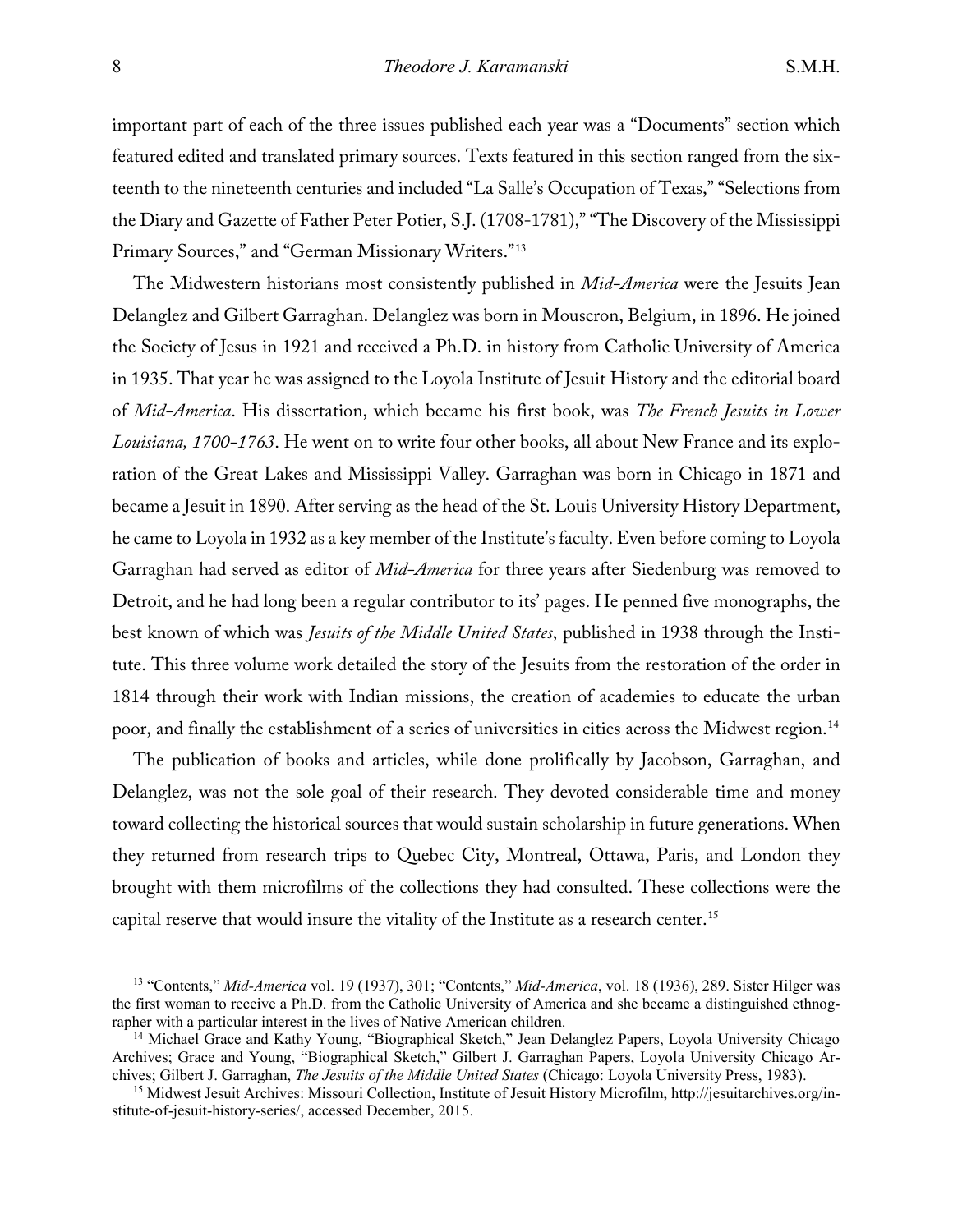important part of each of the three issues published each year was a "Documents" section which featured edited and translated primary sources. Texts featured in this section ranged from the sixteenth to the nineteenth centuries and included "La Salle's Occupation of Texas," "Selections from the Diary and Gazette of Father Peter Potier, S.J. (1708-1781)," "The Discovery of the Mississippi Primary Sources," and "German Missionary Writers."[13]

The Midwestern historians most consistently published in *Mid-America* were the Jesuits Jean Delanglez and Gilbert Garraghan. Delanglez was born in Mouscron, Belgium, in 1896. He joined the Society of Jesus in 1921 and received a Ph.D. in history from Catholic University of America in 1935. That year he was assigned to the Loyola Institute of Jesuit History and the editorial board of *Mid-America*. His dissertation, which became his first book, was *The French Jesuits in Lower Louisiana, 1700-1763*. He went on to write four other books, all about New France and its exploration of the Great Lakes and Mississippi Valley. Garraghan was born in Chicago in 1871 and became a Jesuit in 1890. After serving as the head of the St. Louis University History Department, he came to Loyola in 1932 as a key member of the Institute's faculty. Even before coming to Loyola Garraghan had served as editor of *Mid-America* for three years after Siedenburg was removed to Detroit, and he had long been a regular contributor to its' pages. He penned five monographs, the best known of which was *Jesuits of the Middle United States*, published in 1938 through the Institute. This three volume work detailed the story of the Jesuits from the restoration of the order in 1814 through their work with Indian missions, the creation of academies to educate the urban poor, and finally the establishment of a series of universities in cities across the Midwest region.[14]

The publication of books and articles, while done prolifically by Jacobson, Garraghan, and Delanglez, was not the sole goal of their research. They devoted considerable time and money toward collecting the historical sources that would sustain scholarship in future generations. When they returned from research trips to Quebec City, Montreal, Ottawa, Paris, and London they brought with them microfilms of the collections they had consulted. These collections were the capital reserve that would insure the vitality of the Institute as a research center.[15]

---

[13] "Contents," *Mid-America* vol. 19 (1937), 301; "Contents," *Mid-America*, vol. 18 (1936), 289. Sister Hilger was the first woman to receive a Ph.D. from the Catholic University of America and she became a distinguished ethnographer with a particular interest in the lives of Native American children.

[14] Michael Grace and Kathy Young, "Biographical Sketch," Jean Delanglez Papers, Loyola University Chicago Archives; Grace and Young, "Biographical Sketch," Gilbert J. Garraghan Papers, Loyola University Chicago Archives; Gilbert J. Garraghan, *The Jesuits of the Middle United States* (Chicago: Loyola University Press, 1983).

[15] Midwest Jesuit Archives: Missouri Collection, Institute of Jesuit History Microfilm, http://jesuitarchives.org/institute-of-jesuit-history-series/, accessed December, 2015.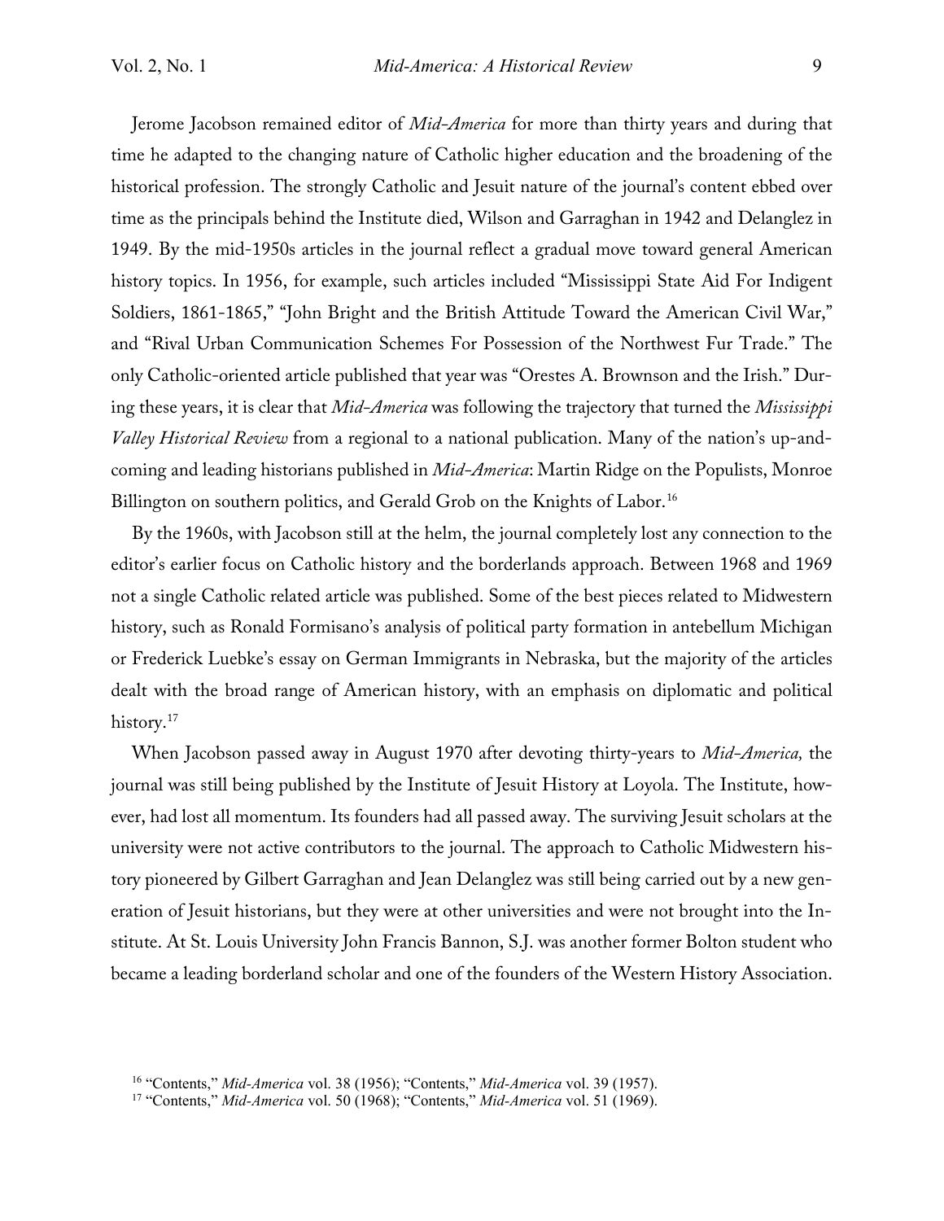Jerome Jacobson remained editor of *Mid-America* for more than thirty years and during that time he adapted to the changing nature of Catholic higher education and the broadening of the historical profession. The strongly Catholic and Jesuit nature of the journal's content ebbed over time as the principals behind the Institute died, Wilson and Garraghan in 1942 and Delanglez in 1949. By the mid-1950s articles in the journal reflect a gradual move toward general American history topics. In 1956, for example, such articles included "Mississippi State Aid For Indigent Soldiers, 1861-1865," "John Bright and the British Attitude Toward the American Civil War," and "Rival Urban Communication Schemes For Possession of the Northwest Fur Trade." The only Catholic-oriented article published that year was "Orestes A. Brownson and the Irish." During these years, it is clear that *Mid-America* was following the trajectory that turned the *Mississippi Valley Historical Review* from a regional to a national publication. Many of the nation's up-and-coming and leading historians published in *Mid-America*: Martin Ridge on the Populists, Monroe Billington on southern politics, and Gerald Grob on the Knights of Labor.[16]

By the 1960s, with Jacobson still at the helm, the journal completely lost any connection to the editor's earlier focus on Catholic history and the borderlands approach. Between 1968 and 1969 not a single Catholic related article was published. Some of the best pieces related to Midwestern history, such as Ronald Formisano's analysis of political party formation in antebellum Michigan or Frederick Luebke's essay on German Immigrants in Nebraska, but the majority of the articles dealt with the broad range of American history, with an emphasis on diplomatic and political history.[17]

When Jacobson passed away in August 1970 after devoting thirty-years to *Mid-America,* the journal was still being published by the Institute of Jesuit History at Loyola. The Institute, however, had lost all momentum. Its founders had all passed away. The surviving Jesuit scholars at the university were not active contributors to the journal. The approach to Catholic Midwestern history pioneered by Gilbert Garraghan and Jean Delanglez was still being carried out by a new generation of Jesuit historians, but they were at other universities and were not brought into the Institute. At St. Louis University John Francis Bannon, S.J. was another former Bolton student who became a leading borderland scholar and one of the founders of the Western History Association.

[16] "Contents," *Mid-America* vol. 38 (1956); "Contents," *Mid-America* vol. 39 (1957).

[17] "Contents," *Mid-America* vol. 50 (1968); "Contents," *Mid-America* vol. 51 (1969).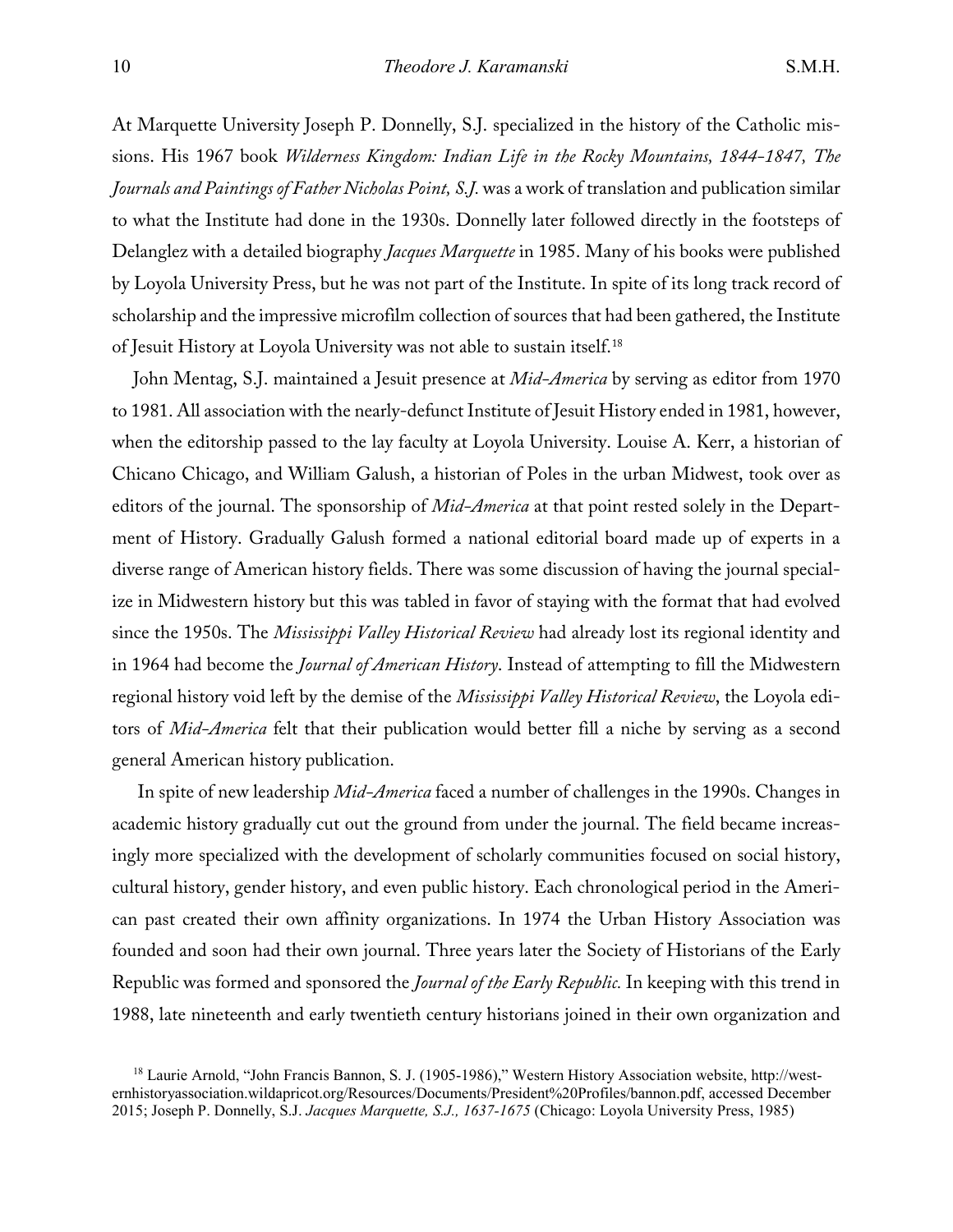At Marquette University Joseph P. Donnelly, S.J. specialized in the history of the Catholic missions. His 1967 book *Wilderness Kingdom: Indian Life in the Rocky Mountains, 1844-1847, The Journals and Paintings of Father Nicholas Point, S.J.* was a work of translation and publication similar to what the Institute had done in the 1930s. Donnelly later followed directly in the footsteps of Delanglez with a detailed biography *Jacques Marquette* in 1985. Many of his books were published by Loyola University Press, but he was not part of the Institute. In spite of its long track record of scholarship and the impressive microfilm collection of sources that had been gathered, the Institute of Jesuit History at Loyola University was not able to sustain itself.[18]

John Mentag, S.J. maintained a Jesuit presence at *Mid-America* by serving as editor from 1970 to 1981. All association with the nearly-defunct Institute of Jesuit History ended in 1981, however, when the editorship passed to the lay faculty at Loyola University. Louise A. Kerr, a historian of Chicano Chicago, and William Galush, a historian of Poles in the urban Midwest, took over as editors of the journal. The sponsorship of *Mid-America* at that point rested solely in the Department of History. Gradually Galush formed a national editorial board made up of experts in a diverse range of American history fields. There was some discussion of having the journal specialize in Midwestern history but this was tabled in favor of staying with the format that had evolved since the 1950s. The *Mississippi Valley Historical Review* had already lost its regional identity and in 1964 had become the *Journal of American History*. Instead of attempting to fill the Midwestern regional history void left by the demise of the *Mississippi Valley Historical Review*, the Loyola editors of *Mid-America* felt that their publication would better fill a niche by serving as a second general American history publication.

In spite of new leadership *Mid-America* faced a number of challenges in the 1990s. Changes in academic history gradually cut out the ground from under the journal. The field became increasingly more specialized with the development of scholarly communities focused on social history, cultural history, gender history, and even public history. Each chronological period in the American past created their own affinity organizations. In 1974 the Urban History Association was founded and soon had their own journal. Three years later the Society of Historians of the Early Republic was formed and sponsored the *Journal of the Early Republic.* In keeping with this trend in 1988, late nineteenth and early twentieth century historians joined in their own organization and

[18] Laurie Arnold, "John Francis Bannon, S. J. (1905-1986)," Western History Association website, http://westernhistoryassociation.wildapricot.org/Resources/Documents/President%20Profiles/bannon.pdf, accessed December 2015; Joseph P. Donnelly, S.J. *Jacques Marquette, S.J., 1637-1675* (Chicago: Loyola University Press, 1985)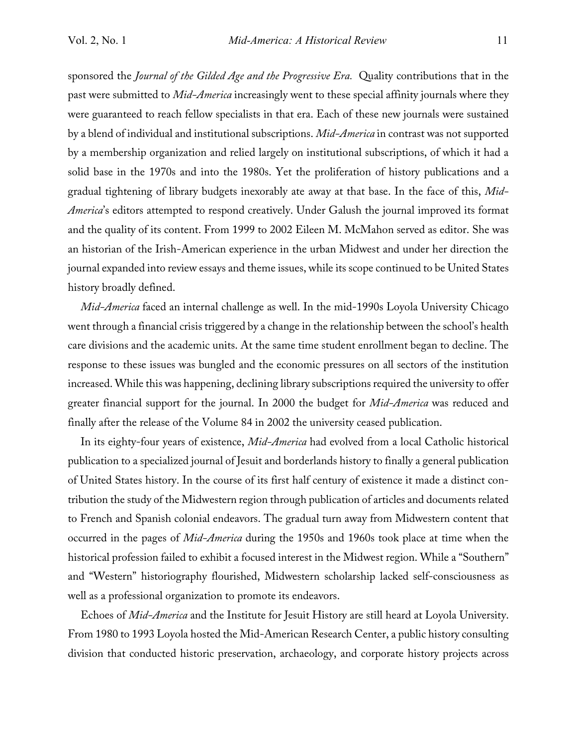sponsored the *Journal of the Gilded Age and the Progressive Era.* Quality contributions that in the past were submitted to *Mid-America* increasingly went to these special affinity journals where they were guaranteed to reach fellow specialists in that era. Each of these new journals were sustained by a blend of individual and institutional subscriptions. *Mid-America* in contrast was not supported by a membership organization and relied largely on institutional subscriptions, of which it had a solid base in the 1970s and into the 1980s. Yet the proliferation of history publications and a gradual tightening of library budgets inexorably ate away at that base. In the face of this, *Mid-America*'s editors attempted to respond creatively. Under Galush the journal improved its format and the quality of its content. From 1999 to 2002 Eileen M. McMahon served as editor. She was an historian of the Irish-American experience in the urban Midwest and under her direction the journal expanded into review essays and theme issues, while its scope continued to be United States history broadly defined.

*Mid-America* faced an internal challenge as well. In the mid-1990s Loyola University Chicago went through a financial crisis triggered by a change in the relationship between the school's health care divisions and the academic units. At the same time student enrollment began to decline. The response to these issues was bungled and the economic pressures on all sectors of the institution increased. While this was happening, declining library subscriptions required the university to offer greater financial support for the journal. In 2000 the budget for *Mid-America* was reduced and finally after the release of the Volume 84 in 2002 the university ceased publication.

In its eighty-four years of existence, *Mid-America* had evolved from a local Catholic historical publication to a specialized journal of Jesuit and borderlands history to finally a general publication of United States history. In the course of its first half century of existence it made a distinct contribution the study of the Midwestern region through publication of articles and documents related to French and Spanish colonial endeavors. The gradual turn away from Midwestern content that occurred in the pages of *Mid-America* during the 1950s and 1960s took place at time when the historical profession failed to exhibit a focused interest in the Midwest region. While a "Southern" and "Western" historiography flourished, Midwestern scholarship lacked self-consciousness as well as a professional organization to promote its endeavors.

Echoes of *Mid-America* and the Institute for Jesuit History are still heard at Loyola University. From 1980 to 1993 Loyola hosted the Mid-American Research Center, a public history consulting division that conducted historic preservation, archaeology, and corporate history projects across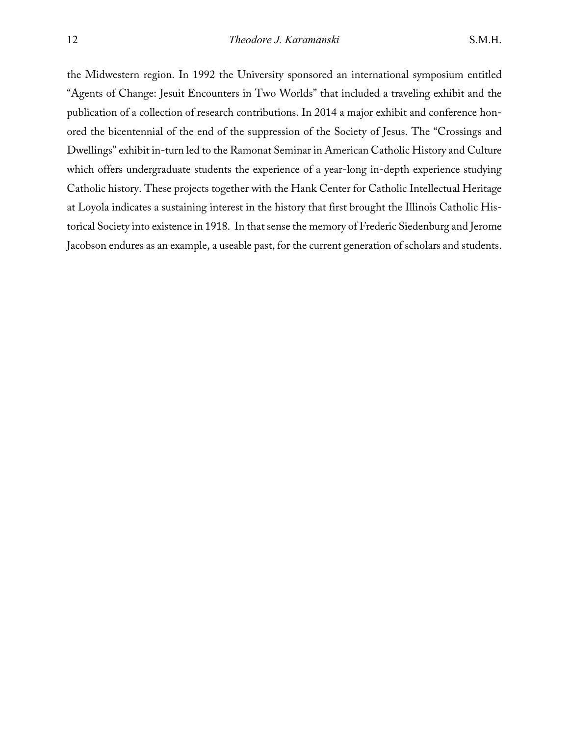the Midwestern region. In 1992 the University sponsored an international symposium entitled "Agents of Change: Jesuit Encounters in Two Worlds" that included a traveling exhibit and the publication of a collection of research contributions. In 2014 a major exhibit and conference honored the bicentennial of the end of the suppression of the Society of Jesus. The "Crossings and Dwellings" exhibit in-turn led to the Ramonat Seminar in American Catholic History and Culture which offers undergraduate students the experience of a year-long in-depth experience studying Catholic history. These projects together with the Hank Center for Catholic Intellectual Heritage at Loyola indicates a sustaining interest in the history that first brought the Illinois Catholic Historical Society into existence in 1918. In that sense the memory of Frederic Siedenburg and Jerome Jacobson endures as an example, a useable past, for the current generation of scholars and students.